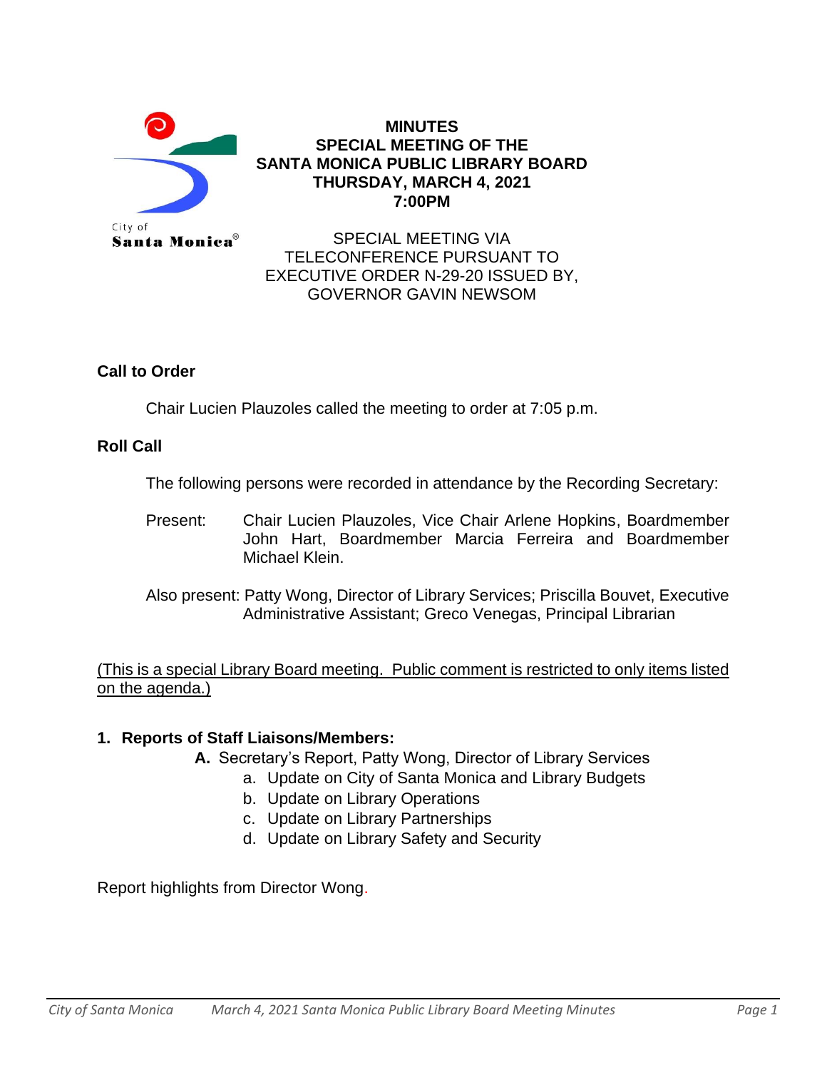City of Santa Monica®

# MINUTES
# SPECIAL MEETING OF THE SANTA MONICA PUBLIC LIBRARY BOARD
# THURSDAY, MARCH 4, 2021
# 7:00PM

SPECIAL MEETING VIA TELECONFERENCE PURSUANT TO EXECUTIVE ORDER N-29-20 ISSUED BY, GOVERNOR GAVIN NEWSOM

**Call to Order**

Chair Lucien Plauzoles called the meeting to order at 7:05 p.m.

**Roll Call**

The following persons were recorded in attendance by the Recording Secretary:

Present: Chair Lucien Plauzoles, Vice Chair Arlene Hopkins, Boardmember John Hart, Boardmember Marcia Ferreira and Boardmember Michael Klein.

Also present: Patty Wong, Director of Library Services; Priscilla Bouvet, Executive Administrative Assistant; Greco Venegas, Principal Librarian

<u>(This is a special Library Board meeting. Public comment is restricted to only items listed on the agenda.)</u>

**1. Reports of Staff Liaisons/Members:**

**A.** Secretary's Report, Patty Wong, Director of Library Services

a. Update on City of Santa Monica and Library Budgets
b. Update on Library Operations
c. Update on Library Partnerships
d. Update on Library Safety and Security

Report highlights from Director Wong.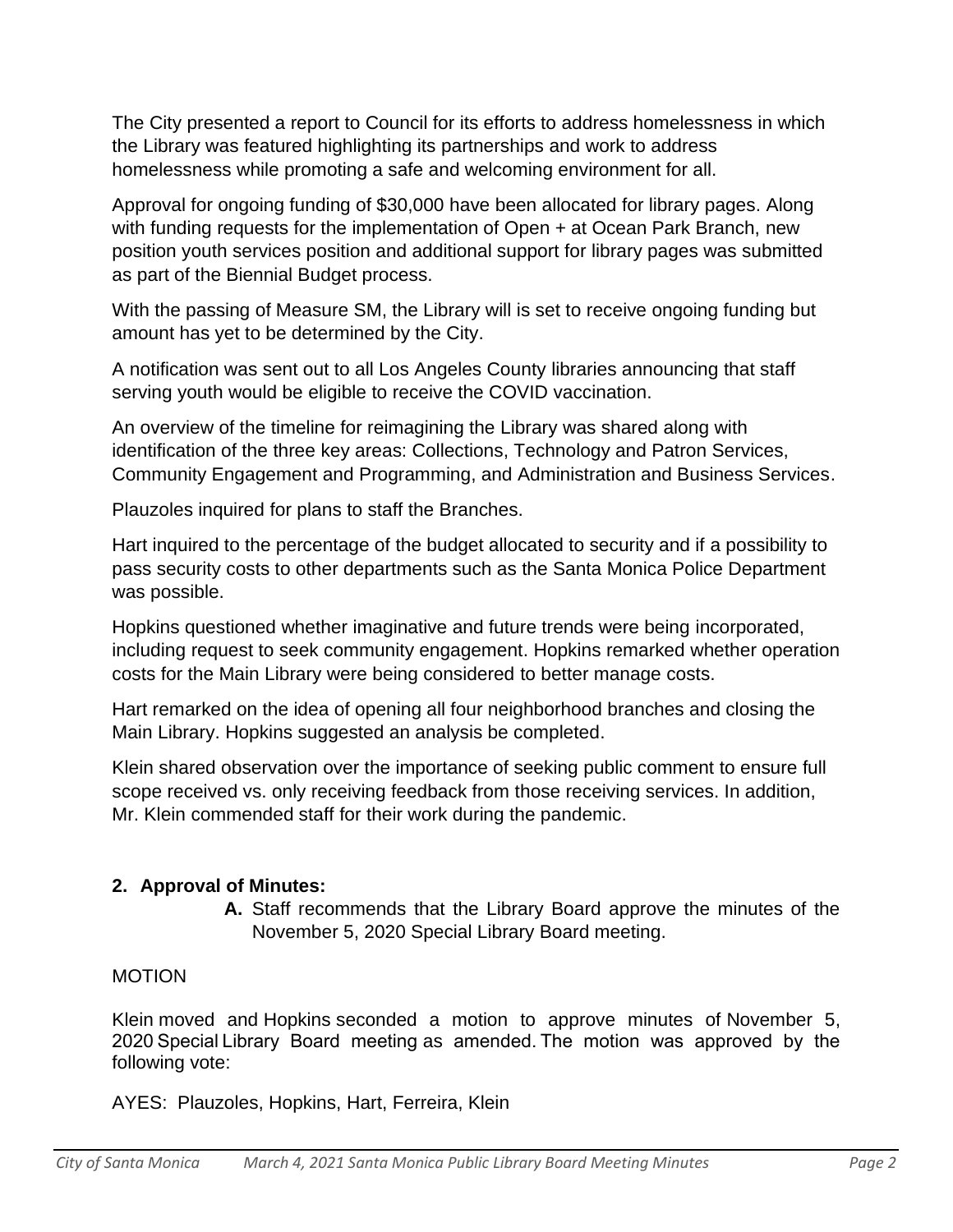The City presented a report to Council for its efforts to address homelessness in which the Library was featured highlighting its partnerships and work to address homelessness while promoting a safe and welcoming environment for all.

Approval for ongoing funding of $30,000 have been allocated for library pages. Along with funding requests for the implementation of Open + at Ocean Park Branch, new position youth services position and additional support for library pages was submitted as part of the Biennial Budget process.

With the passing of Measure SM, the Library will is set to receive ongoing funding but amount has yet to be determined by the City.

A notification was sent out to all Los Angeles County libraries announcing that staff serving youth would be eligible to receive the COVID vaccination.

An overview of the timeline for reimagining the Library was shared along with identification of the three key areas: Collections, Technology and Patron Services, Community Engagement and Programming, and Administration and Business Services.

Plauzoles inquired for plans to staff the Branches.

Hart inquired to the percentage of the budget allocated to security and if a possibility to pass security costs to other departments such as the Santa Monica Police Department was possible.

Hopkins questioned whether imaginative and future trends were being incorporated, including request to seek community engagement. Hopkins remarked whether operation costs for the Main Library were being considered to better manage costs.

Hart remarked on the idea of opening all four neighborhood branches and closing the Main Library. Hopkins suggested an analysis be completed.

Klein shared observation over the importance of seeking public comment to ensure full scope received vs. only receiving feedback from those receiving services. In addition, Mr. Klein commended staff for their work during the pandemic.

## 2. Approval of Minutes:

**A.** Staff recommends that the Library Board approve the minutes of the November 5, 2020 Special Library Board meeting.

MOTION

Klein moved and Hopkins seconded a motion to approve minutes of November 5, 2020 Special Library Board meeting as amended. The motion was approved by the following vote:

AYES: Plauzoles, Hopkins, Hart, Ferreira, Klein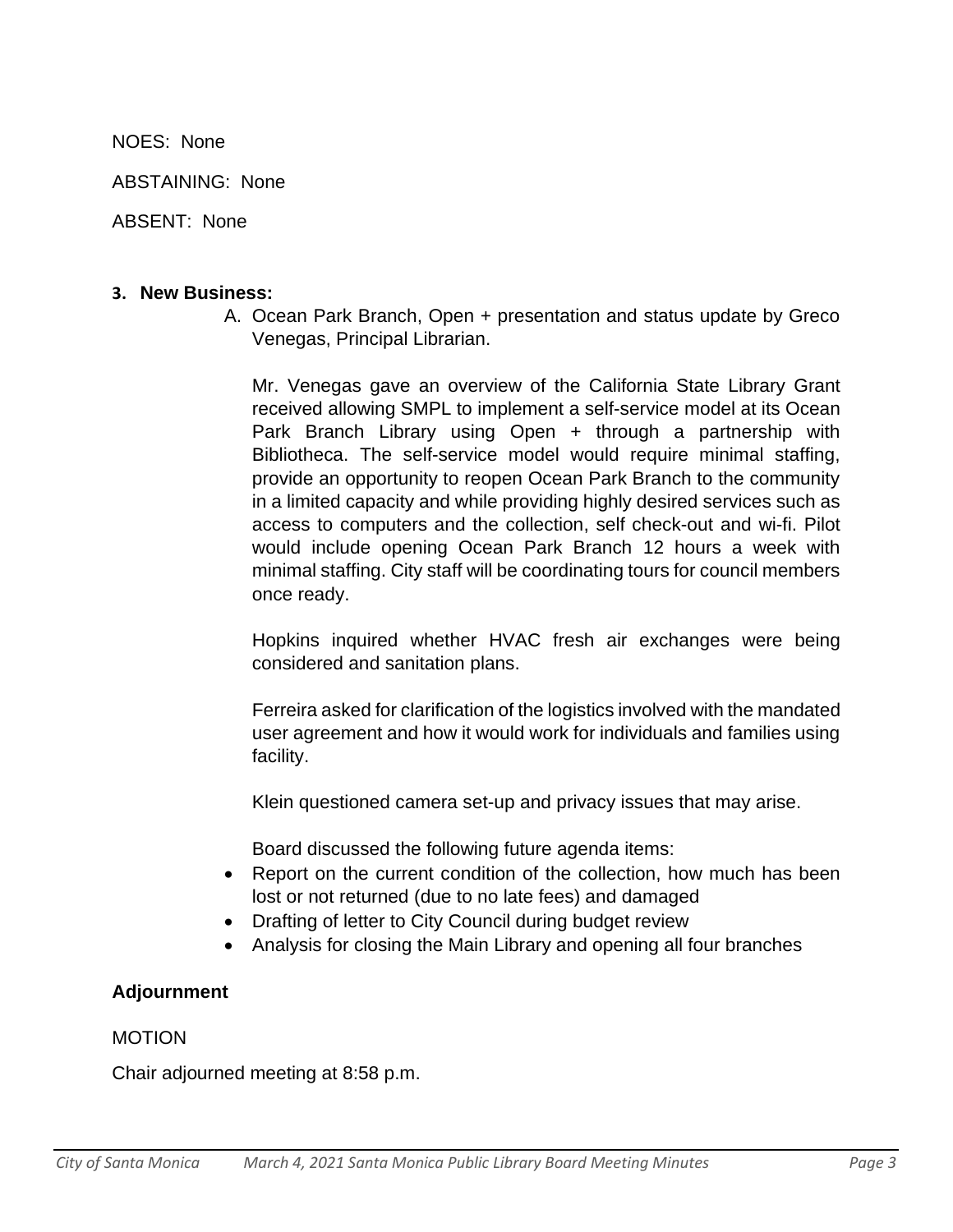NOES: None

ABSTAINING: None

ABSENT: None

**3. New Business:**

A. Ocean Park Branch, Open + presentation and status update by Greco Venegas, Principal Librarian.

Mr. Venegas gave an overview of the California State Library Grant received allowing SMPL to implement a self-service model at its Ocean Park Branch Library using Open + through a partnership with Bibliotheca. The self-service model would require minimal staffing, provide an opportunity to reopen Ocean Park Branch to the community in a limited capacity and while providing highly desired services such as access to computers and the collection, self check-out and wi-fi. Pilot would include opening Ocean Park Branch 12 hours a week with minimal staffing. City staff will be coordinating tours for council members once ready.

Hopkins inquired whether HVAC fresh air exchanges were being considered and sanitation plans.

Ferreira asked for clarification of the logistics involved with the mandated user agreement and how it would work for individuals and families using facility.

Klein questioned camera set-up and privacy issues that may arise.

Board discussed the following future agenda items:

- Report on the current condition of the collection, how much has been lost or not returned (due to no late fees) and damaged
- Drafting of letter to City Council during budget review
- Analysis for closing the Main Library and opening all four branches

**Adjournment**

MOTION

Chair adjourned meeting at 8:58 p.m.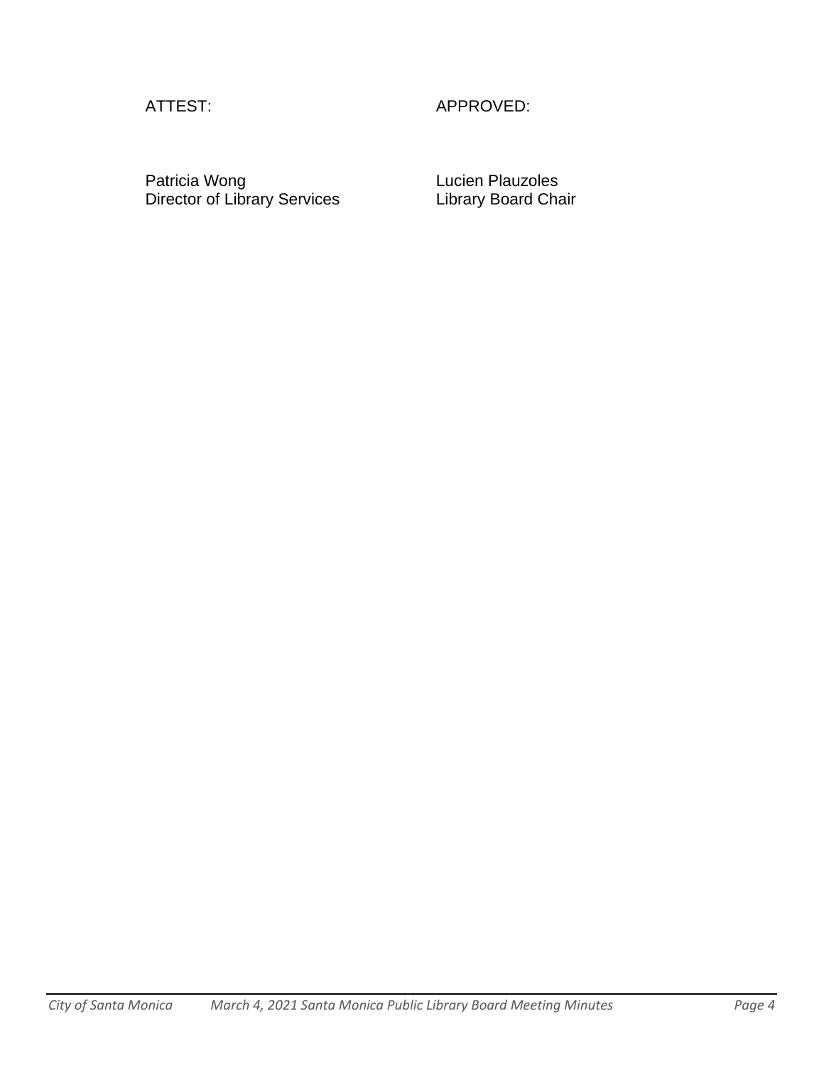| ATTEST: | APPROVED: |
| --- | --- |
| Patricia Wong<br>Director of Library Services | Lucien Plauzoles<br>Library Board Chair |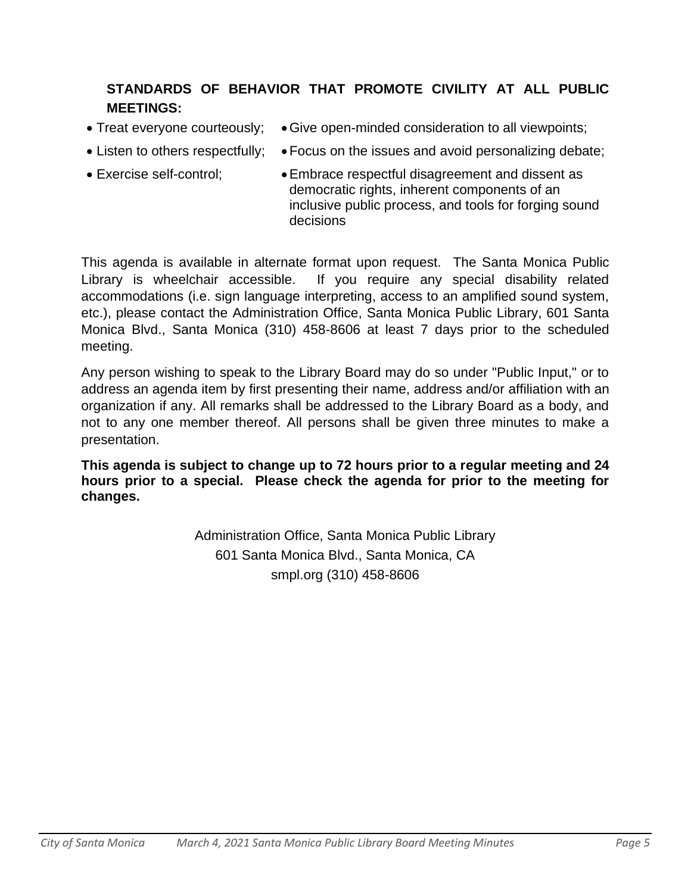**STANDARDS OF BEHAVIOR THAT PROMOTE CIVILITY AT ALL PUBLIC MEETINGS:**

- Treat everyone courteously;
- Listen to others respectfully;
- Exercise self-control;
- Give open-minded consideration to all viewpoints;
- Focus on the issues and avoid personalizing debate;
- Embrace respectful disagreement and dissent as democratic rights, inherent components of an inclusive public process, and tools for forging sound decisions

This agenda is available in alternate format upon request. The Santa Monica Public Library is wheelchair accessible. If you require any special disability related accommodations (i.e. sign language interpreting, access to an amplified sound system, etc.), please contact the Administration Office, Santa Monica Public Library, 601 Santa Monica Blvd., Santa Monica (310) 458-8606 at least 7 days prior to the scheduled meeting.

Any person wishing to speak to the Library Board may do so under "Public Input," or to address an agenda item by first presenting their name, address and/or affiliation with an organization if any. All remarks shall be addressed to the Library Board as a body, and not to any one member thereof. All persons shall be given three minutes to make a presentation.

**This agenda is subject to change up to 72 hours prior to a regular meeting and 24 hours prior to a special. Please check the agenda for prior to the meeting for changes.**

Administration Office, Santa Monica Public Library
601 Santa Monica Blvd., Santa Monica, CA
smpl.org (310) 458-8606